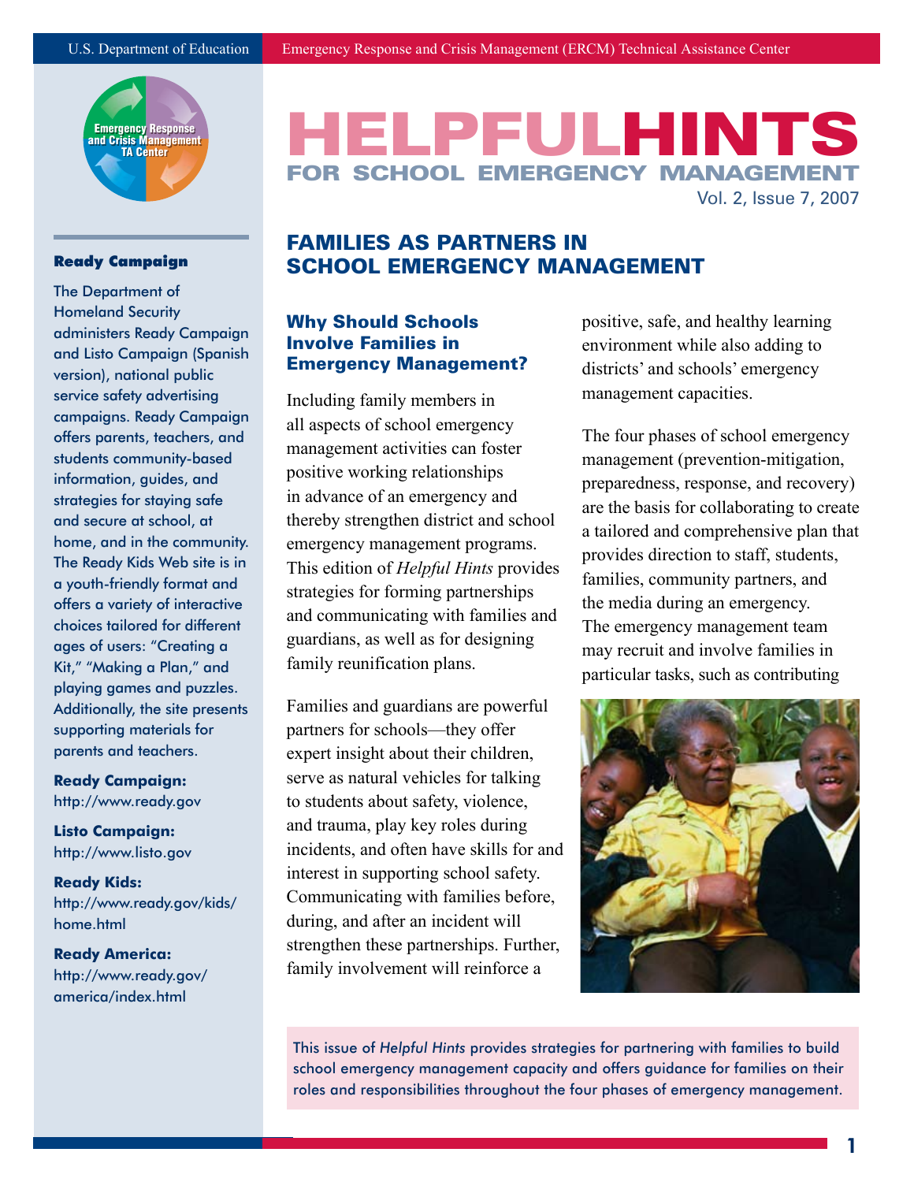U.S. Department of Education | Emergency Response and Crisis Management (ERCM) Technical Assistance Center

# HELPFUL HINTS FOR SCHOOL EMERGENCY MANAGEMENT

Vol. 2, Issue 7, 2007

## FAMILIES AS PARTNERS IN SCHOOL EMERGENCY MANAGEMENT

### Why Should Schools Involve Families in Emergency Management?

Including family members in all aspects of school emergency management activities can foster positive working relationships in advance of an emergency and thereby strengthen district and school emergency management programs. This edition of *Helpful Hints* provides strategies for forming partnerships and communicating with families and guardians, as well as for designing family reunification plans.

Families and guardians are powerful partners for schools—they offer expert insight about their children, serve as natural vehicles for talking to students about safety, violence, and trauma, play key roles during incidents, and often have skills for and interest in supporting school safety. Communicating with families before, during, and after an incident will strengthen these partnerships. Further, family involvement will reinforce a positive, safe, and healthy learning environment while also adding to districts' and schools' emergency management capacities.

The four phases of school emergency management (prevention-mitigation, preparedness, response, and recovery) are the basis for collaborating to create a tailored and comprehensive plan that provides direction to staff, students, families, community partners, and the media during an emergency. The emergency management team may recruit and involve families in particular tasks, such as contributing

This issue of *Helpful Hints* provides strategies for partnering with families to build school emergency management capacity and offers guidance for families on their roles and responsibilities throughout the four phases of emergency management.

---

**Ready Campaign**

The Department of Homeland Security administers Ready Campaign and Listo Campaign (Spanish version), national public service safety advertising campaigns. Ready Campaign offers parents, teachers, and students community-based information, guides, and strategies for staying safe and secure at school, at home, and in the community. The Ready Kids Web site is in a youth-friendly format and offers a variety of interactive choices tailored for different ages of users: "Creating a Kit," "Making a Plan," and playing games and puzzles. Additionally, the site presents supporting materials for parents and teachers.

**Ready Campaign:**
http://www.ready.gov

**Listo Campaign:**
http://www.listo.gov

**Ready Kids:**
http://www.ready.gov/kids/home.html

**Ready America:**
http://www.ready.gov/america/index.html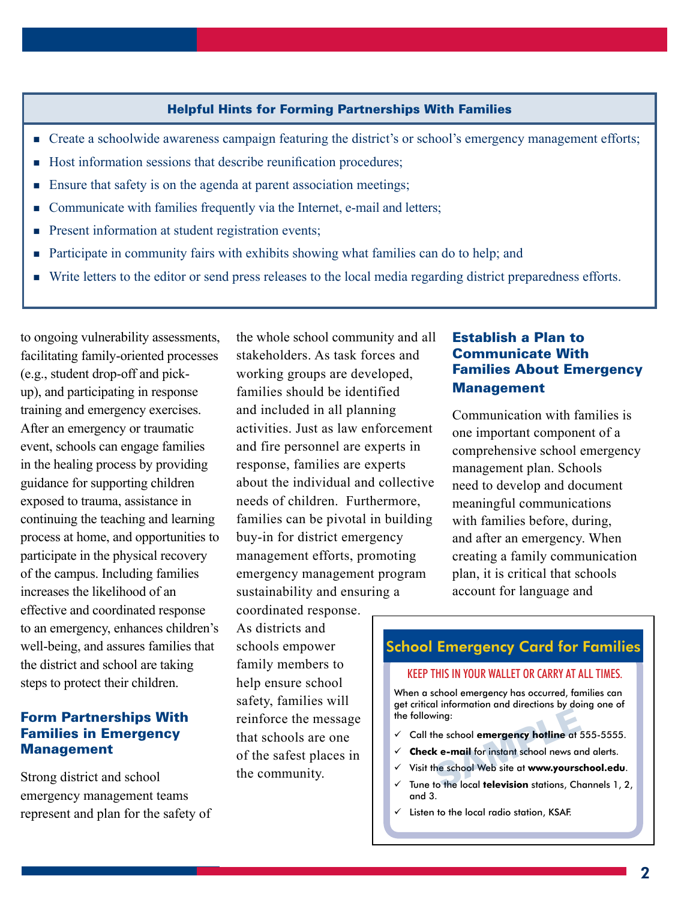### Helpful Hints for Forming Partnerships With Families

- Create a schoolwide awareness campaign featuring the district's or school's emergency management efforts;
- Host information sessions that describe reunification procedures;
- Ensure that safety is on the agenda at parent association meetings;
- Communicate with families frequently via the Internet, e-mail and letters;
- Present information at student registration events;
- Participate in community fairs with exhibits showing what families can do to help; and
- Write letters to the editor or send press releases to the local media regarding district preparedness efforts.

to ongoing vulnerability assessments, facilitating family-oriented processes (e.g., student drop-off and pick-up), and participating in response training and emergency exercises. After an emergency or traumatic event, schools can engage families in the healing process by providing guidance for supporting children exposed to trauma, assistance in continuing the teaching and learning process at home, and opportunities to participate in the physical recovery of the campus. Including families increases the likelihood of an effective and coordinated response to an emergency, enhances children's well-being, and assures families that the district and school are taking steps to protect their children.

## Form Partnerships With Families in Emergency Management

Strong district and school emergency management teams represent and plan for the safety of the whole school community and all stakeholders. As task forces and working groups are developed, families should be identified and included in all planning activities. Just as law enforcement and fire personnel are experts in response, families are experts about the individual and collective needs of children. Furthermore, families can be pivotal in building buy-in for district emergency management efforts, promoting emergency management program sustainability and ensuring a coordinated response. As districts and schools empower family members to help ensure school safety, families will reinforce the message that schools are one of the safest places in the community.

## Establish a Plan to Communicate With Families About Emergency Management

Communication with families is one important component of a comprehensive school emergency management plan. Schools need to develop and document meaningful communications with families before, during, and after an emergency. When creating a family communication plan, it is critical that schools account for language and

### School Emergency Card for Families

KEEP THIS IN YOUR WALLET OR CARRY AT ALL TIMES.

When a school emergency has occurred, families can get critical information and directions by doing one of the following:

- ✓ Call the school **emergency hotline** at 555-5555.
- ✓ **Check e-mail** for instant school news and alerts.
- ✓ Visit the school Web site at **www.yourschool.edu**.
- ✓ Tune to the local **television** stations, Channels 1, 2, and 3.
- ✓ Listen to the local radio station, KSAF.

SAMPLE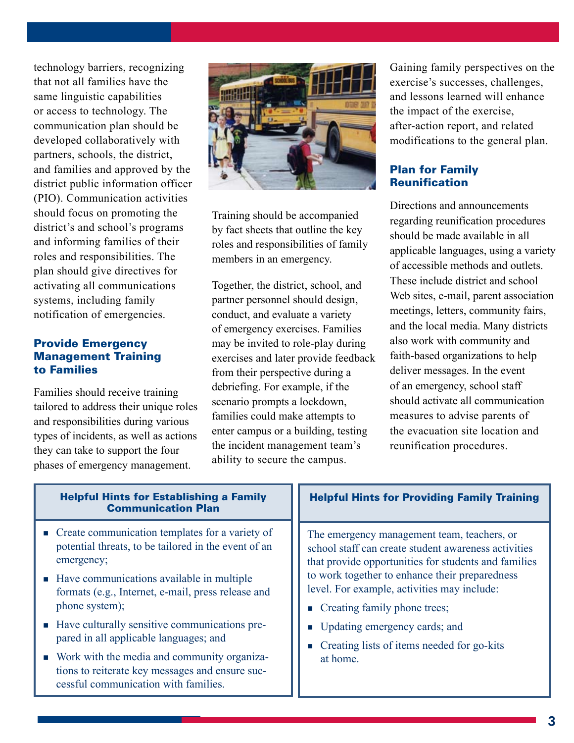technology barriers, recognizing that not all families have the same linguistic capabilities or access to technology. The communication plan should be developed collaboratively with partners, schools, the district, and families and approved by the district public information officer (PIO). Communication activities should focus on promoting the district's and school's programs and informing families of their roles and responsibilities. The plan should give directives for activating all communications systems, including family notification of emergencies.

## Provide Emergency Management Training to Families

Families should receive training tailored to address their unique roles and responsibilities during various types of incidents, as well as actions they can take to support the four phases of emergency management.

Training should be accompanied by fact sheets that outline the key roles and responsibilities of family members in an emergency.

Together, the district, school, and partner personnel should design, conduct, and evaluate a variety of emergency exercises. Families may be invited to role-play during exercises and later provide feedback from their perspective during a debriefing. For example, if the scenario prompts a lockdown, families could make attempts to enter campus or a building, testing the incident management team's ability to secure the campus.

Gaining family perspectives on the exercise's successes, challenges, and lessons learned will enhance the impact of the exercise, after-action report, and related modifications to the general plan.

## Plan for Family Reunification

Directions and announcements regarding reunification procedures should be made available in all applicable languages, using a variety of accessible methods and outlets. These include district and school Web sites, e-mail, parent association meetings, letters, community fairs, and the local media. Many districts also work with community and faith-based organizations to help deliver messages. In the event of an emergency, school staff should activate all communication measures to advise parents of the evacuation site location and reunification procedures.

### Helpful Hints for Establishing a Family Communication Plan

- Create communication templates for a variety of potential threats, to be tailored in the event of an emergency;
- Have communications available in multiple formats (e.g., Internet, e-mail, press release and phone system);
- Have culturally sensitive communications prepared in all applicable languages; and
- Work with the media and community organizations to reiterate key messages and ensure successful communication with families.

### Helpful Hints for Providing Family Training

The emergency management team, teachers, or school staff can create student awareness activities that provide opportunities for students and families to work together to enhance their preparedness level. For example, activities may include:

- Creating family phone trees;
- Updating emergency cards; and
- Creating lists of items needed for go-kits at home.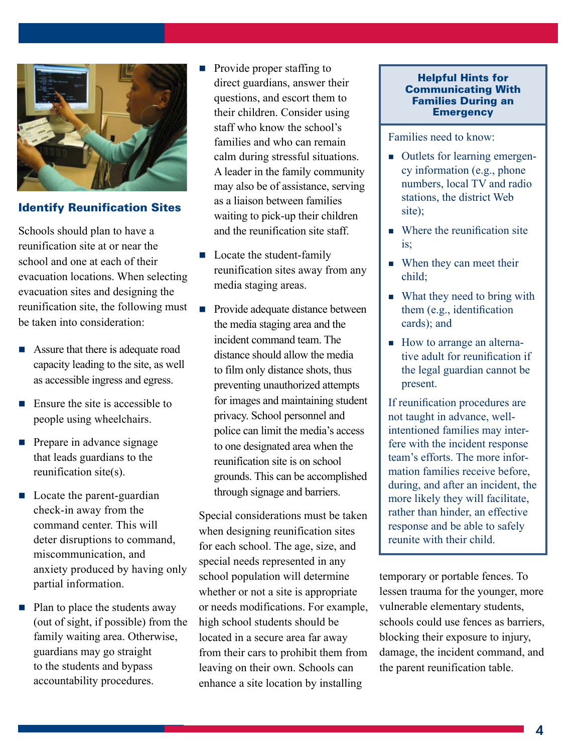## Identify Reunification Sites

Schools should plan to have a reunification site at or near the school and one at each of their evacuation locations. When selecting evacuation sites and designing the reunification site, the following must be taken into consideration:

- Assure that there is adequate road capacity leading to the site, as well as accessible ingress and egress.
- Ensure the site is accessible to people using wheelchairs.
- Prepare in advance signage that leads guardians to the reunification site(s).
- Locate the parent-guardian check-in away from the command center. This will deter disruptions to command, miscommunication, and anxiety produced by having only partial information.
- Plan to place the students away (out of sight, if possible) from the family waiting area. Otherwise, guardians may go straight to the students and bypass accountability procedures.
- Provide proper staffing to direct guardians, answer their questions, and escort them to their children. Consider using staff who know the school's families and who can remain calm during stressful situations. A leader in the family community may also be of assistance, serving as a liaison between families waiting to pick-up their children and the reunification site staff.
- Locate the student-family reunification sites away from any media staging areas.
- Provide adequate distance between the media staging area and the incident command team. The distance should allow the media to film only distance shots, thus preventing unauthorized attempts for images and maintaining student privacy. School personnel and police can limit the media's access to one designated area when the reunification site is on school grounds. This can be accomplished through signage and barriers.

Special considerations must be taken when designing reunification sites for each school. The age, size, and special needs represented in any school population will determine whether or not a site is appropriate or needs modifications. For example, high school students should be located in a secure area far away from their cars to prohibit them from leaving on their own. Schools can enhance a site location by installing temporary or portable fences. To lessen trauma for the younger, more vulnerable elementary students, schools could use fences as barriers, blocking their exposure to injury, damage, the incident command, and the parent reunification table.

### Helpful Hints for Communicating With Families During an Emergency

Families need to know:

- Outlets for learning emergency information (e.g., phone numbers, local TV and radio stations, the district Web site);
- Where the reunification site is;
- When they can meet their child;
- What they need to bring with them (e.g., identification cards); and
- How to arrange an alternative adult for reunification if the legal guardian cannot be present.

If reunification procedures are not taught in advance, well-intentioned families may interfere with the incident response team's efforts. The more information families receive before, during, and after an incident, the more likely they will facilitate, rather than hinder, an effective response and be able to safely reunite with their child.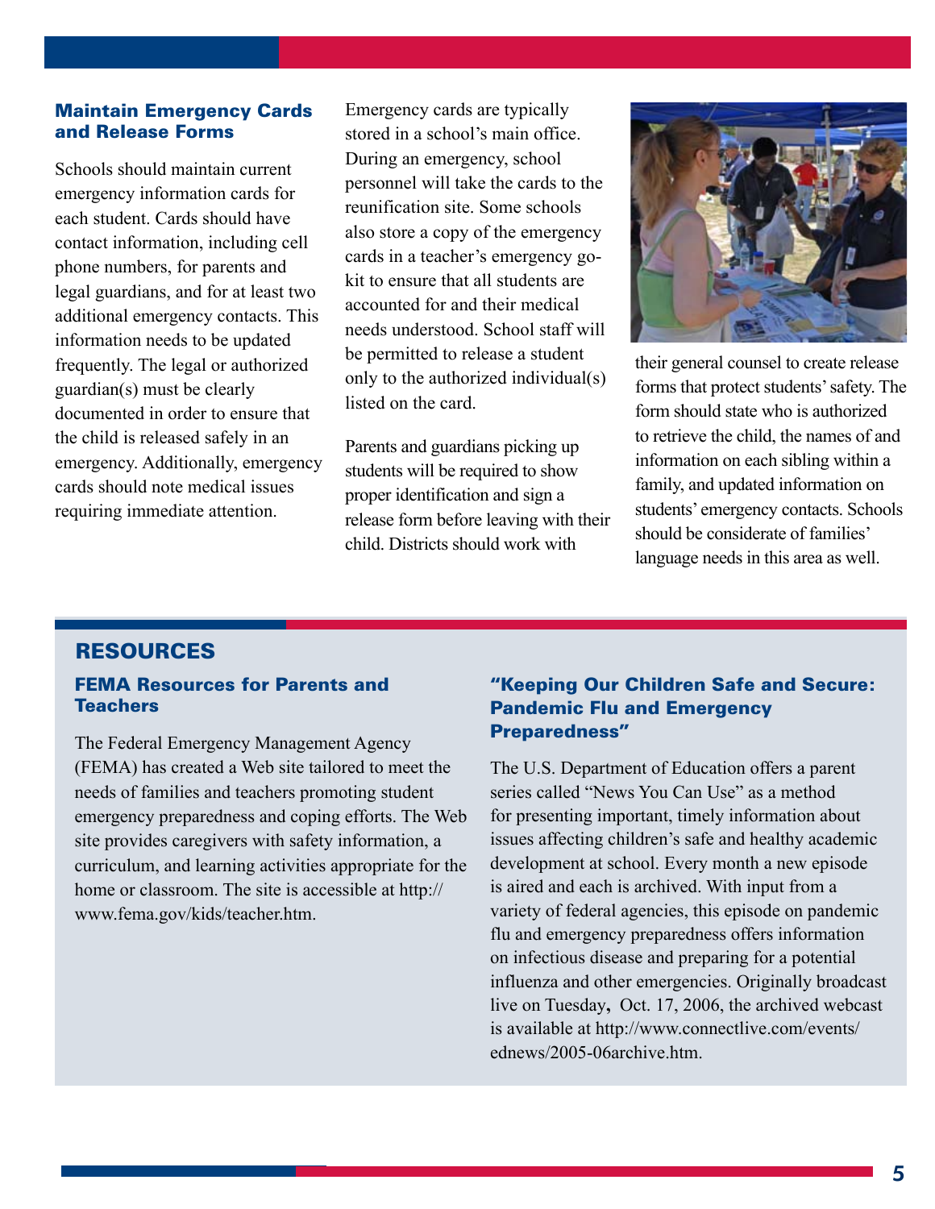### Maintain Emergency Cards and Release Forms

Schools should maintain current emergency information cards for each student. Cards should have contact information, including cell phone numbers, for parents and legal guardians, and for at least two additional emergency contacts. This information needs to be updated frequently. The legal or authorized guardian(s) must be clearly documented in order to ensure that the child is released safely in an emergency. Additionally, emergency cards should note medical issues requiring immediate attention.

Emergency cards are typically stored in a school's main office. During an emergency, school personnel will take the cards to the reunification site. Some schools also store a copy of the emergency cards in a teacher's emergency go-kit to ensure that all students are accounted for and their medical needs understood. School staff will be permitted to release a student only to the authorized individual(s) listed on the card.

Parents and guardians picking up students will be required to show proper identification and sign a release form before leaving with their child. Districts should work with their general counsel to create release forms that protect students' safety. The form should state who is authorized to retrieve the child, the names of and information on each sibling within a family, and updated information on students' emergency contacts. Schools should be considerate of families' language needs in this area as well.

## RESOURCES

### FEMA Resources for Parents and Teachers

The Federal Emergency Management Agency (FEMA) has created a Web site tailored to meet the needs of families and teachers promoting student emergency preparedness and coping efforts. The Web site provides caregivers with safety information, a curriculum, and learning activities appropriate for the home or classroom. The site is accessible at http://www.fema.gov/kids/teacher.htm.

### "Keeping Our Children Safe and Secure: Pandemic Flu and Emergency Preparedness"

The U.S. Department of Education offers a parent series called "News You Can Use" as a method for presenting important, timely information about issues affecting children's safe and healthy academic development at school. Every month a new episode is aired and each is archived. With input from a variety of federal agencies, this episode on pandemic flu and emergency preparedness offers information on infectious disease and preparing for a potential influenza and other emergencies. Originally broadcast live on Tuesday, Oct. 17, 2006, the archived webcast is available at http://www.connectlive.com/events/ednews/2005-06archive.htm.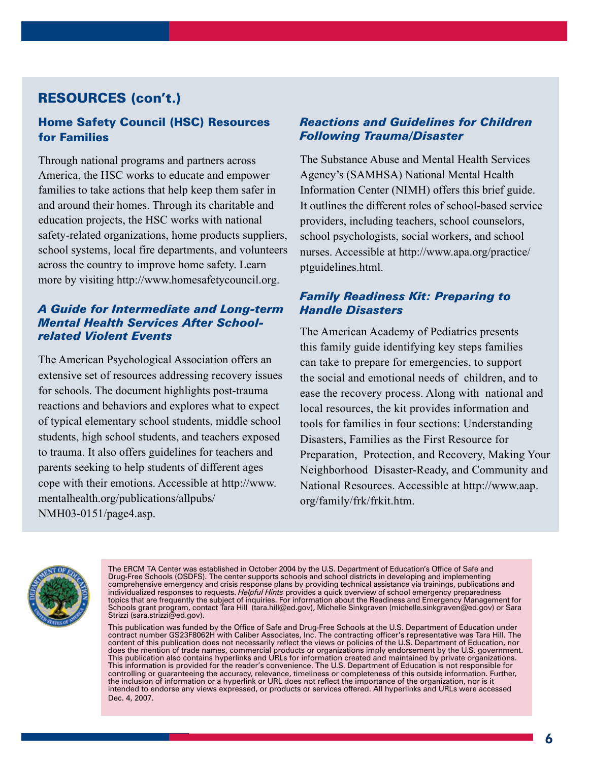## RESOURCES (con't.)

### Home Safety Council (HSC) Resources for Families

Through national programs and partners across America, the HSC works to educate and empower families to take actions that help keep them safer in and around their homes. Through its charitable and education projects, the HSC works with national safety-related organizations, home products suppliers, school systems, local fire departments, and volunteers across the country to improve home safety. Learn more by visiting http://www.homesafetycouncil.org.

### *A Guide for Intermediate and Long-term Mental Health Services After School-related Violent Events*

The American Psychological Association offers an extensive set of resources addressing recovery issues for schools. The document highlights post-trauma reactions and behaviors and explores what to expect of typical elementary school students, middle school students, high school students, and teachers exposed to trauma. It also offers guidelines for teachers and parents seeking to help students of different ages cope with their emotions. Accessible at http://www.mentalhealth.org/publications/allpubs/NMH03-0151/page4.asp.

### *Reactions and Guidelines for Children Following Trauma/Disaster*

The Substance Abuse and Mental Health Services Agency's (SAMHSA) National Mental Health Information Center (NIMH) offers this brief guide. It outlines the different roles of school-based service providers, including teachers, school counselors, school psychologists, social workers, and school nurses. Accessible at http://www.apa.org/practice/ptguidelines.html.

### *Family Readiness Kit: Preparing to Handle Disasters*

The American Academy of Pediatrics presents this family guide identifying key steps families can take to prepare for emergencies, to support the social and emotional needs of children, and to ease the recovery process. Along with national and local resources, the kit provides information and tools for families in four sections: Understanding Disasters, Families as the First Resource for Preparation, Protection, and Recovery, Making Your Neighborhood Disaster-Ready, and Community and National Resources. Accessible at http://www.aap.org/family/frk/frkit.htm.

The ERCM TA Center was established in October 2004 by the U.S. Department of Education's Office of Safe and Drug-Free Schools (OSDFS). The center supports schools and school districts in developing and implementing comprehensive emergency and crisis response plans by providing technical assistance via trainings, publications and individualized responses to requests. *Helpful Hints* provides a quick overview of school emergency preparedness topics that are frequently the subject of inquiries. For information about the Readiness and Emergency Management for Schools grant program, contact Tara Hill (tara.hill@ed.gov), Michelle Sinkgraven (michelle.sinkgraven@ed.gov) or Sara Strizzi (sara.strizzi@ed.gov).

This publication was funded by the Office of Safe and Drug-Free Schools at the U.S. Department of Education under contract number GS23F8062H with Caliber Associates, Inc. The contracting officer's representative was Tara Hill. The content of this publication does not necessarily reflect the views or policies of the U.S. Department of Education, nor does the mention of trade names, commercial products or organizations imply endorsement by the U.S. government. This publication also contains hyperlinks and URLs for information created and maintained by private organizations. This information is provided for the reader's convenience. The U.S. Department of Education is not responsible for controlling or guaranteeing the accuracy, relevance, timeliness or completeness of this outside information. Further, the inclusion of information or a hyperlink or URL does not reflect the importance of the organization, nor is it intended to endorse any views expressed, or products or services offered. All hyperlinks and URLs were accessed Dec. 4, 2007.